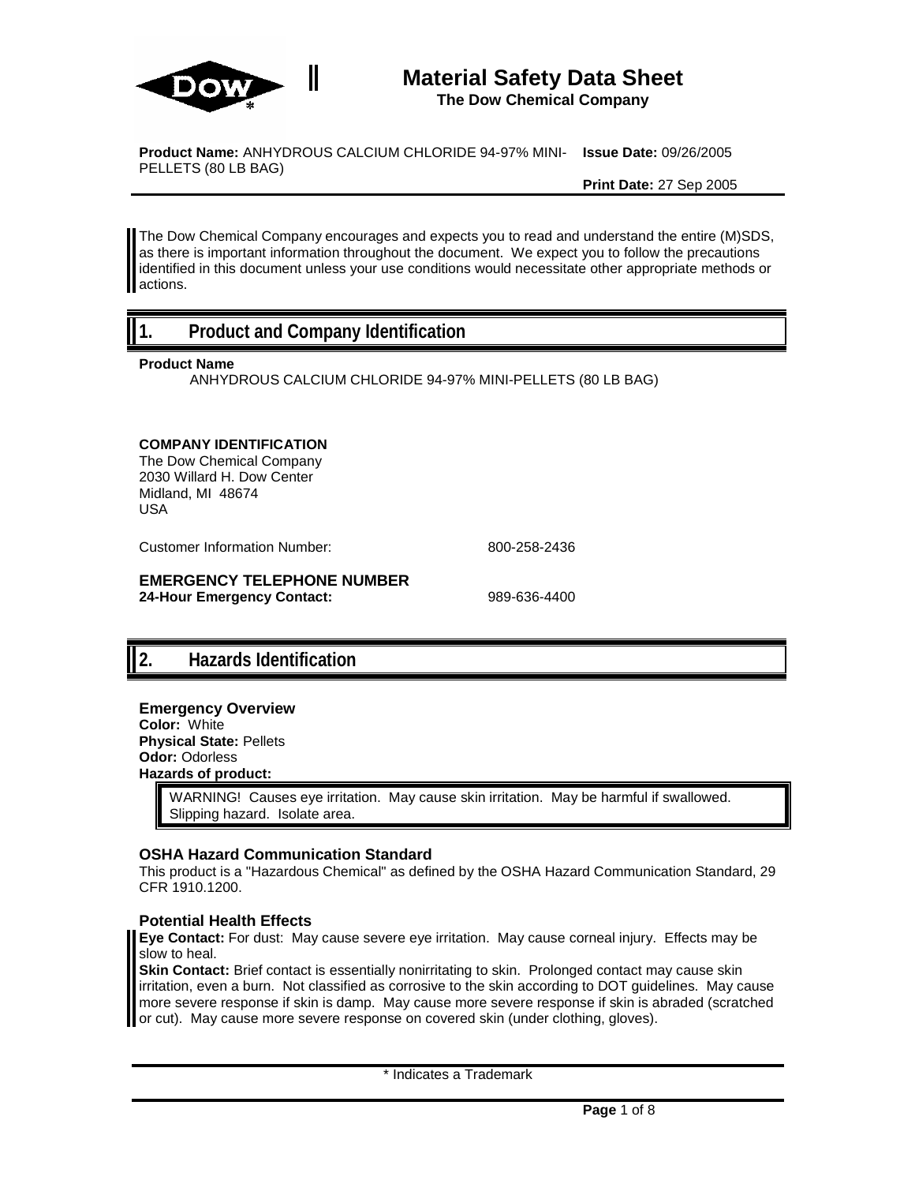# Material Safety Data Sheet

**The Dow Chemical Company**

**Product Name:** ANHYDROUS CALCIUM CHLORIDE 94-97% MINI-PELLETS (80 LB BAG)

**Issue Date:** 09/26/2005

**Print Date:** 27 Sep 2005

The Dow Chemical Company encourages and expects you to read and understand the entire (M)SDS, as there is important information throughout the document. We expect you to follow the precautions identified in this document unless your use conditions would necessitate other appropriate methods or actions.

## 1. Product and Company Identification

**Product Name**

ANHYDROUS CALCIUM CHLORIDE 94-97% MINI-PELLETS (80 LB BAG)

**COMPANY IDENTIFICATION**

The Dow Chemical Company
2030 Willard H. Dow Center
Midland, MI 48674
USA

Customer Information Number: 800-258-2436

**EMERGENCY TELEPHONE NUMBER**

**24-Hour Emergency Contact:** 989-636-4400

## 2. Hazards Identification

### Emergency Overview

**Color:** White
**Physical State:** Pellets
**Odor:** Odorless
**Hazards of product:**

> WARNING! Causes eye irritation. May cause skin irritation. May be harmful if swallowed. Slipping hazard. Isolate area.

### OSHA Hazard Communication Standard

This product is a "Hazardous Chemical" as defined by the OSHA Hazard Communication Standard, 29 CFR 1910.1200.

### Potential Health Effects

**Eye Contact:** For dust: May cause severe eye irritation. May cause corneal injury. Effects may be slow to heal.

**Skin Contact:** Brief contact is essentially nonirritating to skin. Prolonged contact may cause skin irritation, even a burn. Not classified as corrosive to the skin according to DOT guidelines. May cause more severe response if skin is damp. May cause more severe response if skin is abraded (scratched or cut). May cause more severe response on covered skin (under clothing, gloves).

\* Indicates a Trademark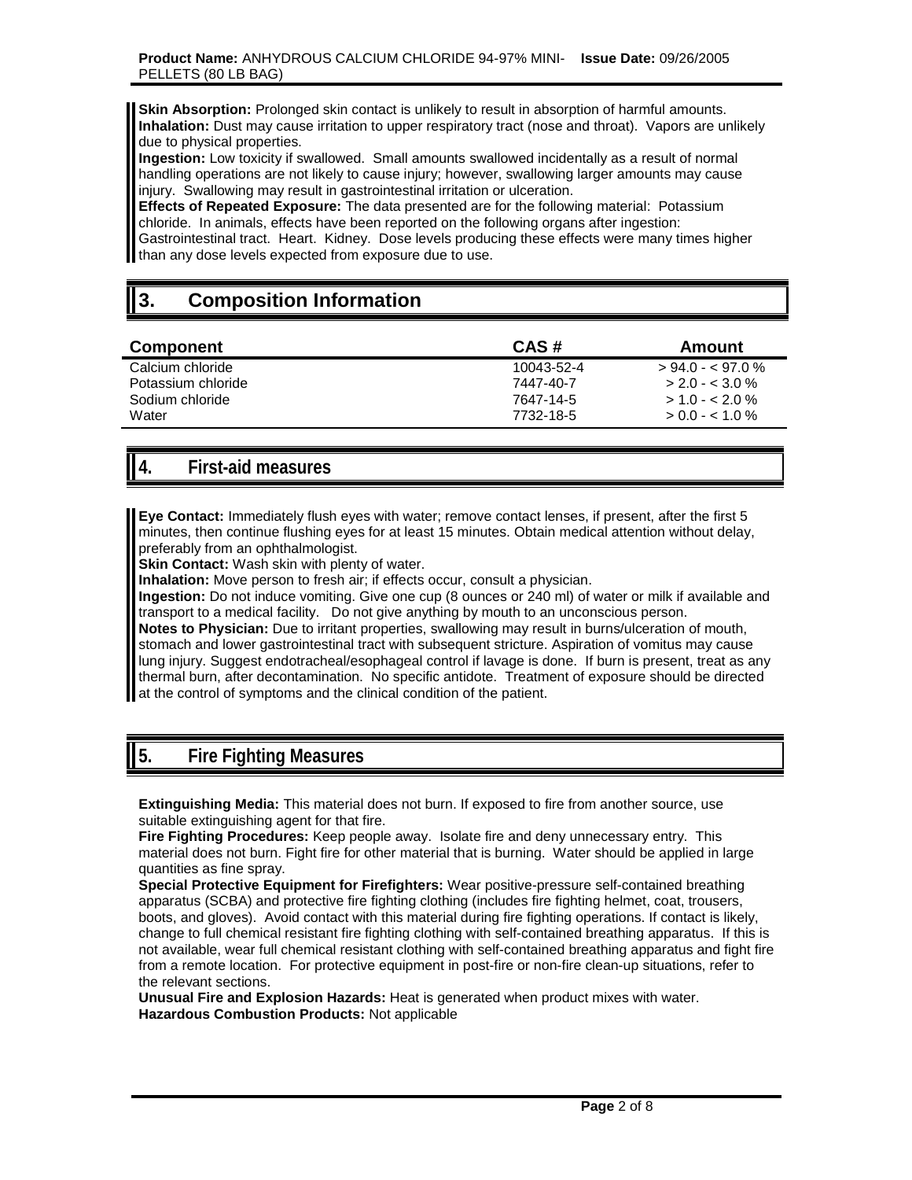**Skin Absorption:** Prolonged skin contact is unlikely to result in absorption of harmful amounts.
**Inhalation:** Dust may cause irritation to upper respiratory tract (nose and throat). Vapors are unlikely due to physical properties.
**Ingestion:** Low toxicity if swallowed. Small amounts swallowed incidentally as a result of normal handling operations are not likely to cause injury; however, swallowing larger amounts may cause injury. Swallowing may result in gastrointestinal irritation or ulceration.
**Effects of Repeated Exposure:** The data presented are for the following material: Potassium chloride. In animals, effects have been reported on the following organs after ingestion: Gastrointestinal tract. Heart. Kidney. Dose levels producing these effects were many times higher than any dose levels expected from exposure due to use.

## 3. Composition Information

| Component | CAS # | Amount |
|---|---|---|
| Calcium chloride | 10043-52-4 | > 94.0 - < 97.0 % |
| Potassium chloride | 7447-40-7 | > 2.0 - < 3.0 % |
| Sodium chloride | 7647-14-5 | > 1.0 - < 2.0 % |
| Water | 7732-18-5 | > 0.0 - < 1.0 % |

## 4. First-aid measures

**Eye Contact:** Immediately flush eyes with water; remove contact lenses, if present, after the first 5 minutes, then continue flushing eyes for at least 15 minutes. Obtain medical attention without delay, preferably from an ophthalmologist.
**Skin Contact:** Wash skin with plenty of water.
**Inhalation:** Move person to fresh air; if effects occur, consult a physician.
**Ingestion:** Do not induce vomiting. Give one cup (8 ounces or 240 ml) of water or milk if available and transport to a medical facility. Do not give anything by mouth to an unconscious person.
**Notes to Physician:** Due to irritant properties, swallowing may result in burns/ulceration of mouth, stomach and lower gastrointestinal tract with subsequent stricture. Aspiration of vomitus may cause lung injury. Suggest endotracheal/esophageal control if lavage is done. If burn is present, treat as any thermal burn, after decontamination. No specific antidote. Treatment of exposure should be directed at the control of symptoms and the clinical condition of the patient.

## 5. Fire Fighting Measures

**Extinguishing Media:** This material does not burn. If exposed to fire from another source, use suitable extinguishing agent for that fire.
**Fire Fighting Procedures:** Keep people away. Isolate fire and deny unnecessary entry. This material does not burn. Fight fire for other material that is burning. Water should be applied in large quantities as fine spray.
**Special Protective Equipment for Firefighters:** Wear positive-pressure self-contained breathing apparatus (SCBA) and protective fire fighting clothing (includes fire fighting helmet, coat, trousers, boots, and gloves). Avoid contact with this material during fire fighting operations. If contact is likely, change to full chemical resistant fire fighting clothing with self-contained breathing apparatus. If this is not available, wear full chemical resistant clothing with self-contained breathing apparatus and fight fire from a remote location. For protective equipment in post-fire or non-fire clean-up situations, refer to the relevant sections.
**Unusual Fire and Explosion Hazards:** Heat is generated when product mixes with water.
**Hazardous Combustion Products:** Not applicable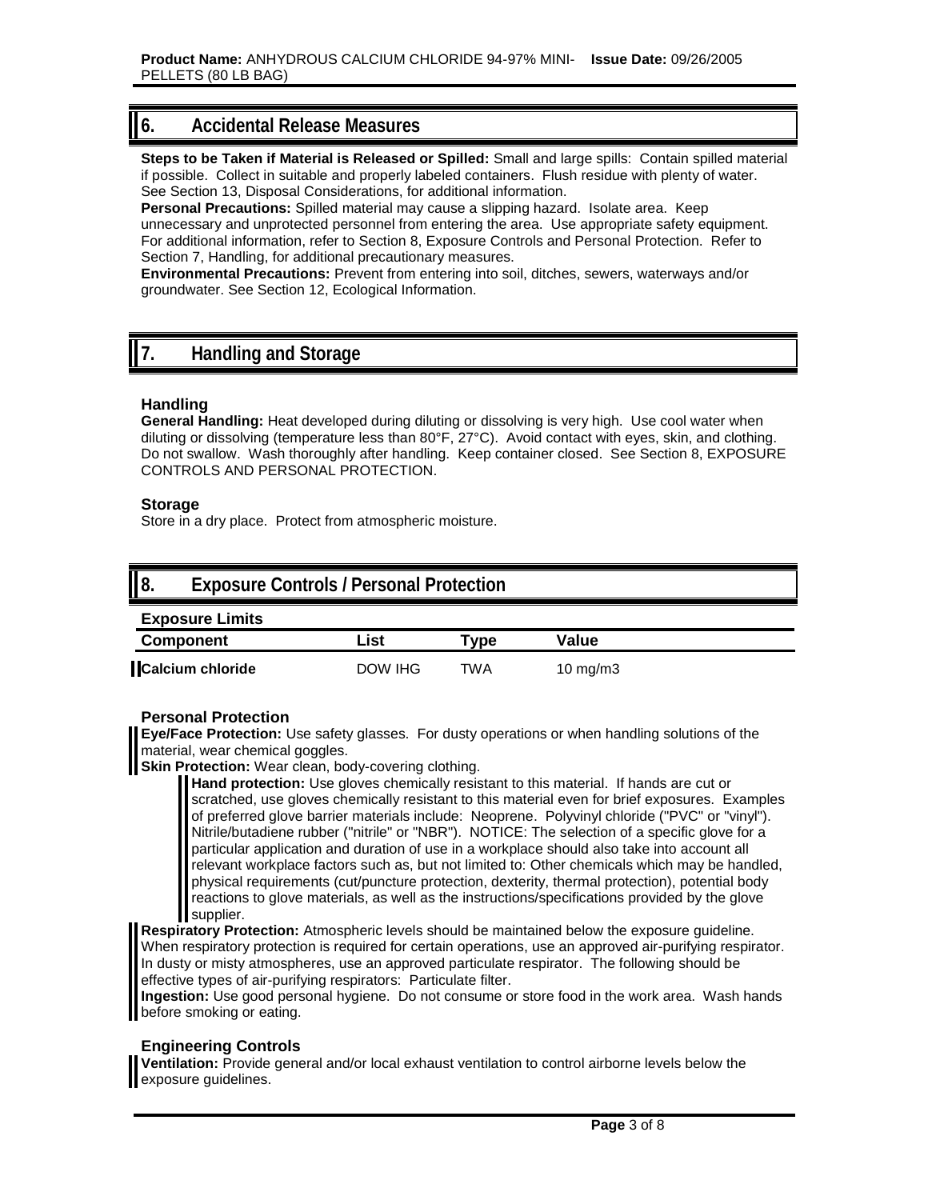## 6. Accidental Release Measures

**Steps to be Taken if Material is Released or Spilled:** Small and large spills: Contain spilled material if possible. Collect in suitable and properly labeled containers. Flush residue with plenty of water. See Section 13, Disposal Considerations, for additional information.
**Personal Precautions:** Spilled material may cause a slipping hazard. Isolate area. Keep unnecessary and unprotected personnel from entering the area. Use appropriate safety equipment. For additional information, refer to Section 8, Exposure Controls and Personal Protection. Refer to Section 7, Handling, for additional precautionary measures.
**Environmental Precautions:** Prevent from entering into soil, ditches, sewers, waterways and/or groundwater. See Section 12, Ecological Information.

## 7. Handling and Storage

### Handling

**General Handling:** Heat developed during diluting or dissolving is very high. Use cool water when diluting or dissolving (temperature less than 80°F, 27°C). Avoid contact with eyes, skin, and clothing. Do not swallow. Wash thoroughly after handling. Keep container closed. See Section 8, EXPOSURE CONTROLS AND PERSONAL PROTECTION.

### Storage

Store in a dry place. Protect from atmospheric moisture.

## 8. Exposure Controls / Personal Protection

### Exposure Limits

| Component | List | Type | Value |
|---|---|---|---|
| Calcium chloride | DOW IHG | TWA | 10 mg/m3 |

### Personal Protection

**Eye/Face Protection:** Use safety glasses. For dusty operations or when handling solutions of the material, wear chemical goggles.
**Skin Protection:** Wear clean, body-covering clothing.

**Hand protection:** Use gloves chemically resistant to this material. If hands are cut or scratched, use gloves chemically resistant to this material even for brief exposures. Examples of preferred glove barrier materials include: Neoprene. Polyvinyl chloride ("PVC" or "vinyl"). Nitrile/butadiene rubber ("nitrile" or "NBR"). NOTICE: The selection of a specific glove for a particular application and duration of use in a workplace should also take into account all relevant workplace factors such as, but not limited to: Other chemicals which may be handled, physical requirements (cut/puncture protection, dexterity, thermal protection), potential body reactions to glove materials, as well as the instructions/specifications provided by the glove supplier.

**Respiratory Protection:** Atmospheric levels should be maintained below the exposure guideline. When respiratory protection is required for certain operations, use an approved air-purifying respirator. In dusty or misty atmospheres, use an approved particulate respirator. The following should be effective types of air-purifying respirators: Particulate filter.
**Ingestion:** Use good personal hygiene. Do not consume or store food in the work area. Wash hands before smoking or eating.

### Engineering Controls

**Ventilation:** Provide general and/or local exhaust ventilation to control airborne levels below the exposure guidelines.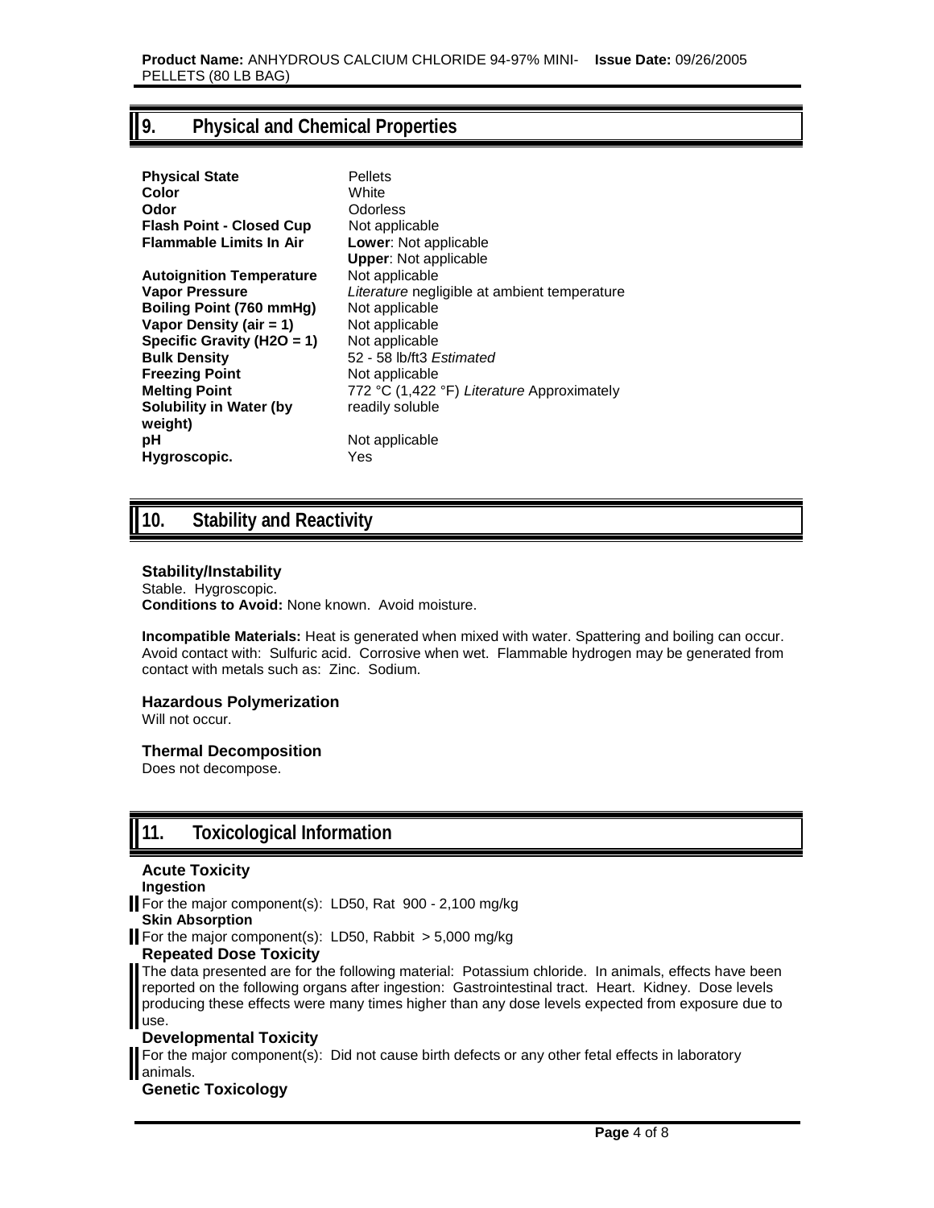## 9. Physical and Chemical Properties

| | |
|---|---|
| **Physical State** | Pellets |
| **Color** | White |
| **Odor** | Odorless |
| **Flash Point - Closed Cup** | Not applicable |
| **Flammable Limits In Air** | **Lower**: Not applicable<br>**Upper**: Not applicable |
| **Autoignition Temperature** | Not applicable |
| **Vapor Pressure** | *Literature* negligible at ambient temperature |
| **Boiling Point (760 mmHg)** | Not applicable |
| **Vapor Density (air = 1)** | Not applicable |
| **Specific Gravity (H2O = 1)** | Not applicable |
| **Bulk Density** | 52 - 58 lb/ft3 *Estimated* |
| **Freezing Point** | Not applicable |
| **Melting Point** | 772 °C (1,422 °F) *Literature* Approximately |
| **Solubility in Water (by weight)** | readily soluble |
| **pH** | Not applicable |
| **Hygroscopic.** | Yes |

## 10. Stability and Reactivity

### Stability/Instability

Stable. Hygroscopic.
**Conditions to Avoid:** None known. Avoid moisture.

**Incompatible Materials:** Heat is generated when mixed with water. Spattering and boiling can occur. Avoid contact with: Sulfuric acid. Corrosive when wet. Flammable hydrogen may be generated from contact with metals such as: Zinc. Sodium.

### Hazardous Polymerization

Will not occur.

### Thermal Decomposition

Does not decompose.

## 11. Toxicological Information

### Acute Toxicity

**Ingestion**

For the major component(s): LD50, Rat 900 - 2,100 mg/kg

**Skin Absorption**

For the major component(s): LD50, Rabbit > 5,000 mg/kg

### Repeated Dose Toxicity

The data presented are for the following material: Potassium chloride. In animals, effects have been reported on the following organs after ingestion: Gastrointestinal tract. Heart. Kidney. Dose levels producing these effects were many times higher than any dose levels expected from exposure due to use.

### Developmental Toxicity

For the major component(s): Did not cause birth defects or any other fetal effects in laboratory animals.

### Genetic Toxicology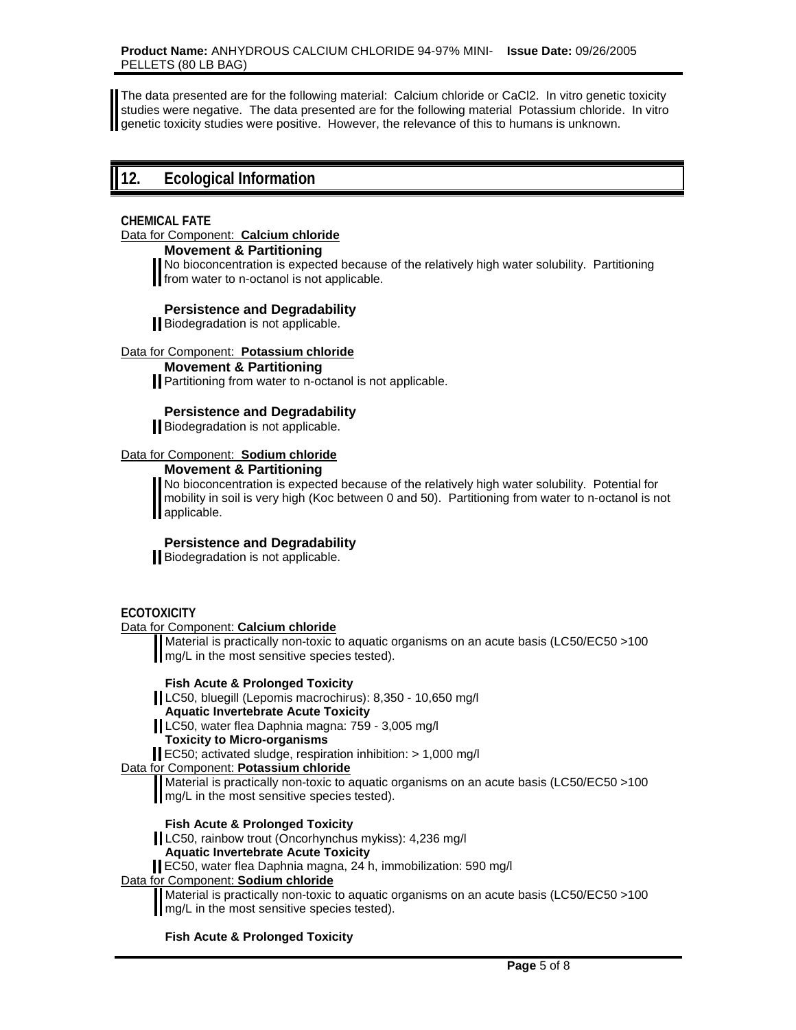The data presented are for the following material: Calcium chloride or CaCl2. In vitro genetic toxicity studies were negative. The data presented are for the following material Potassium chloride. In vitro genetic toxicity studies were positive. However, the relevance of this to humans is unknown.

## 12. Ecological Information

**CHEMICAL FATE**

Data for Component: **Calcium chloride**

**Movement & Partitioning**

No bioconcentration is expected because of the relatively high water solubility. Partitioning from water to n-octanol is not applicable.

**Persistence and Degradability**

Biodegradation is not applicable.

Data for Component: **Potassium chloride**

**Movement & Partitioning**

Partitioning from water to n-octanol is not applicable.

**Persistence and Degradability**

Biodegradation is not applicable.

Data for Component: **Sodium chloride**

**Movement & Partitioning**

No bioconcentration is expected because of the relatively high water solubility. Potential for mobility in soil is very high (Koc between 0 and 50). Partitioning from water to n-octanol is not applicable.

**Persistence and Degradability**

Biodegradation is not applicable.

**ECOTOXICITY**

Data for Component: **Calcium chloride**

Material is practically non-toxic to aquatic organisms on an acute basis (LC50/EC50 >100 mg/L in the most sensitive species tested).

**Fish Acute & Prolonged Toxicity**

LC50, bluegill (Lepomis macrochirus): 8,350 - 10,650 mg/l

**Aquatic Invertebrate Acute Toxicity**

LC50, water flea Daphnia magna: 759 - 3,005 mg/l

**Toxicity to Micro-organisms**

EC50; activated sludge, respiration inhibition: > 1,000 mg/l

Data for Component: **Potassium chloride**

Material is practically non-toxic to aquatic organisms on an acute basis (LC50/EC50 >100 mg/L in the most sensitive species tested).

**Fish Acute & Prolonged Toxicity**

LC50, rainbow trout (Oncorhynchus mykiss): 4,236 mg/l

**Aquatic Invertebrate Acute Toxicity**

EC50, water flea Daphnia magna, 24 h, immobilization: 590 mg/l

Data for Component: **Sodium chloride**

Material is practically non-toxic to aquatic organisms on an acute basis (LC50/EC50 >100 mg/L in the most sensitive species tested).

**Fish Acute & Prolonged Toxicity**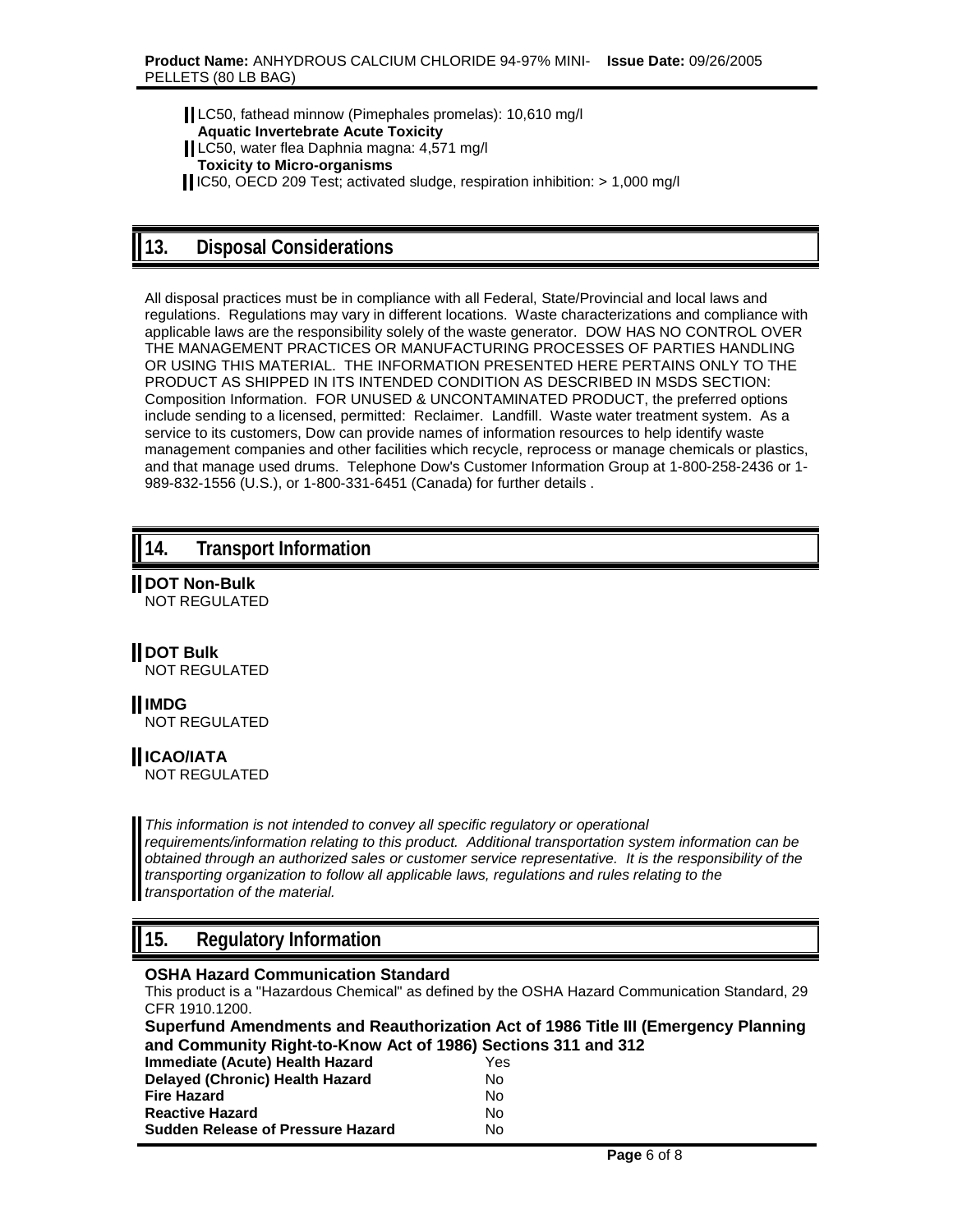LC50, fathead minnow (Pimephales promelas): 10,610 mg/l

**Aquatic Invertebrate Acute Toxicity**

LC50, water flea Daphnia magna: 4,571 mg/l

**Toxicity to Micro-organisms**

IC50, OECD 209 Test; activated sludge, respiration inhibition: > 1,000 mg/l

## 13. Disposal Considerations

All disposal practices must be in compliance with all Federal, State/Provincial and local laws and regulations. Regulations may vary in different locations. Waste characterizations and compliance with applicable laws are the responsibility solely of the waste generator. DOW HAS NO CONTROL OVER THE MANAGEMENT PRACTICES OR MANUFACTURING PROCESSES OF PARTIES HANDLING OR USING THIS MATERIAL. THE INFORMATION PRESENTED HERE PERTAINS ONLY TO THE PRODUCT AS SHIPPED IN ITS INTENDED CONDITION AS DESCRIBED IN MSDS SECTION: Composition Information. FOR UNUSED & UNCONTAMINATED PRODUCT, the preferred options include sending to a licensed, permitted: Reclaimer. Landfill. Waste water treatment system. As a service to its customers, Dow can provide names of information resources to help identify waste management companies and other facilities which recycle, reprocess or manage chemicals or plastics, and that manage used drums. Telephone Dow's Customer Information Group at 1-800-258-2436 or 1-989-832-1556 (U.S.), or 1-800-331-6451 (Canada) for further details .

## 14. Transport Information

**DOT Non-Bulk**
NOT REGULATED

**DOT Bulk**
NOT REGULATED

**IMDG**
NOT REGULATED

**ICAO/IATA**
NOT REGULATED

*This information is not intended to convey all specific regulatory or operational requirements/information relating to this product. Additional transportation system information can be obtained through an authorized sales or customer service representative. It is the responsibility of the transporting organization to follow all applicable laws, regulations and rules relating to the transportation of the material.*

## 15. Regulatory Information

**OSHA Hazard Communication Standard**

This product is a "Hazardous Chemical" as defined by the OSHA Hazard Communication Standard, 29 CFR 1910.1200.

**Superfund Amendments and Reauthorization Act of 1986 Title III (Emergency Planning and Community Right-to-Know Act of 1986) Sections 311 and 312**

| | |
|---|---|
| **Immediate (Acute) Health Hazard** | Yes |
| **Delayed (Chronic) Health Hazard** | No |
| **Fire Hazard** | No |
| **Reactive Hazard** | No |
| **Sudden Release of Pressure Hazard** | No |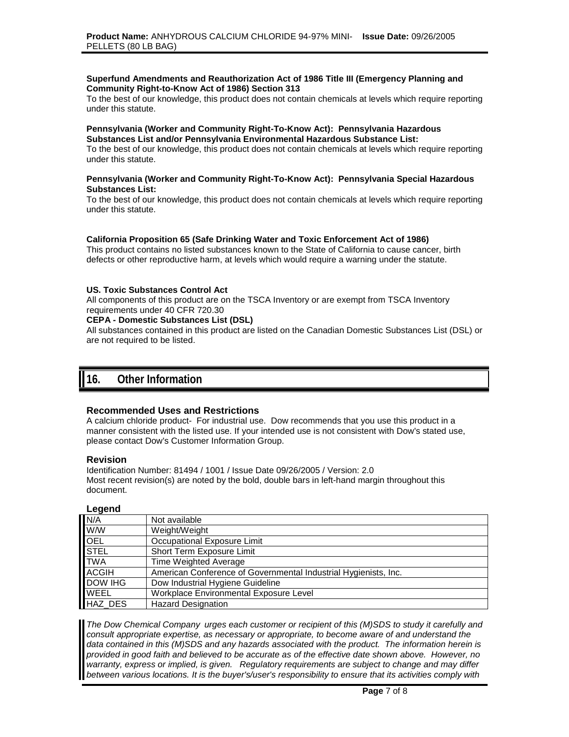**Superfund Amendments and Reauthorization Act of 1986 Title III (Emergency Planning and Community Right-to-Know Act of 1986) Section 313**

To the best of our knowledge, this product does not contain chemicals at levels which require reporting under this statute.

**Pennsylvania (Worker and Community Right-To-Know Act): Pennsylvania Hazardous Substances List and/or Pennsylvania Environmental Hazardous Substance List:**

To the best of our knowledge, this product does not contain chemicals at levels which require reporting under this statute.

**Pennsylvania (Worker and Community Right-To-Know Act): Pennsylvania Special Hazardous Substances List:**

To the best of our knowledge, this product does not contain chemicals at levels which require reporting under this statute.

**California Proposition 65 (Safe Drinking Water and Toxic Enforcement Act of 1986)**

This product contains no listed substances known to the State of California to cause cancer, birth defects or other reproductive harm, at levels which would require a warning under the statute.

**US. Toxic Substances Control Act**

All components of this product are on the TSCA Inventory or are exempt from TSCA Inventory requirements under 40 CFR 720.30

**CEPA - Domestic Substances List (DSL)**

All substances contained in this product are listed on the Canadian Domestic Substances List (DSL) or are not required to be listed.

## 16. Other Information

### Recommended Uses and Restrictions

A calcium chloride product- For industrial use. Dow recommends that you use this product in a manner consistent with the listed use. If your intended use is not consistent with Dow's stated use, please contact Dow's Customer Information Group.

### Revision

Identification Number: 81494 / 1001 / Issue Date 09/26/2005 / Version: 2.0
Most recent revision(s) are noted by the bold, double bars in left-hand margin throughout this document.

### Legend

| | |
|---|---|
| N/A | Not available |
| W/W | Weight/Weight |
| OEL | Occupational Exposure Limit |
| STEL | Short Term Exposure Limit |
| TWA | Time Weighted Average |
| ACGIH | American Conference of Governmental Industrial Hygienists, Inc. |
| DOW IHG | Dow Industrial Hygiene Guideline |
| WEEL | Workplace Environmental Exposure Level |
| HAZ_DES | Hazard Designation |

*The Dow Chemical Company urges each customer or recipient of this (M)SDS to study it carefully and consult appropriate expertise, as necessary or appropriate, to become aware of and understand the data contained in this (M)SDS and any hazards associated with the product. The information herein is provided in good faith and believed to be accurate as of the effective date shown above. However, no warranty, express or implied, is given. Regulatory requirements are subject to change and may differ between various locations. It is the buyer's/user's responsibility to ensure that its activities comply with*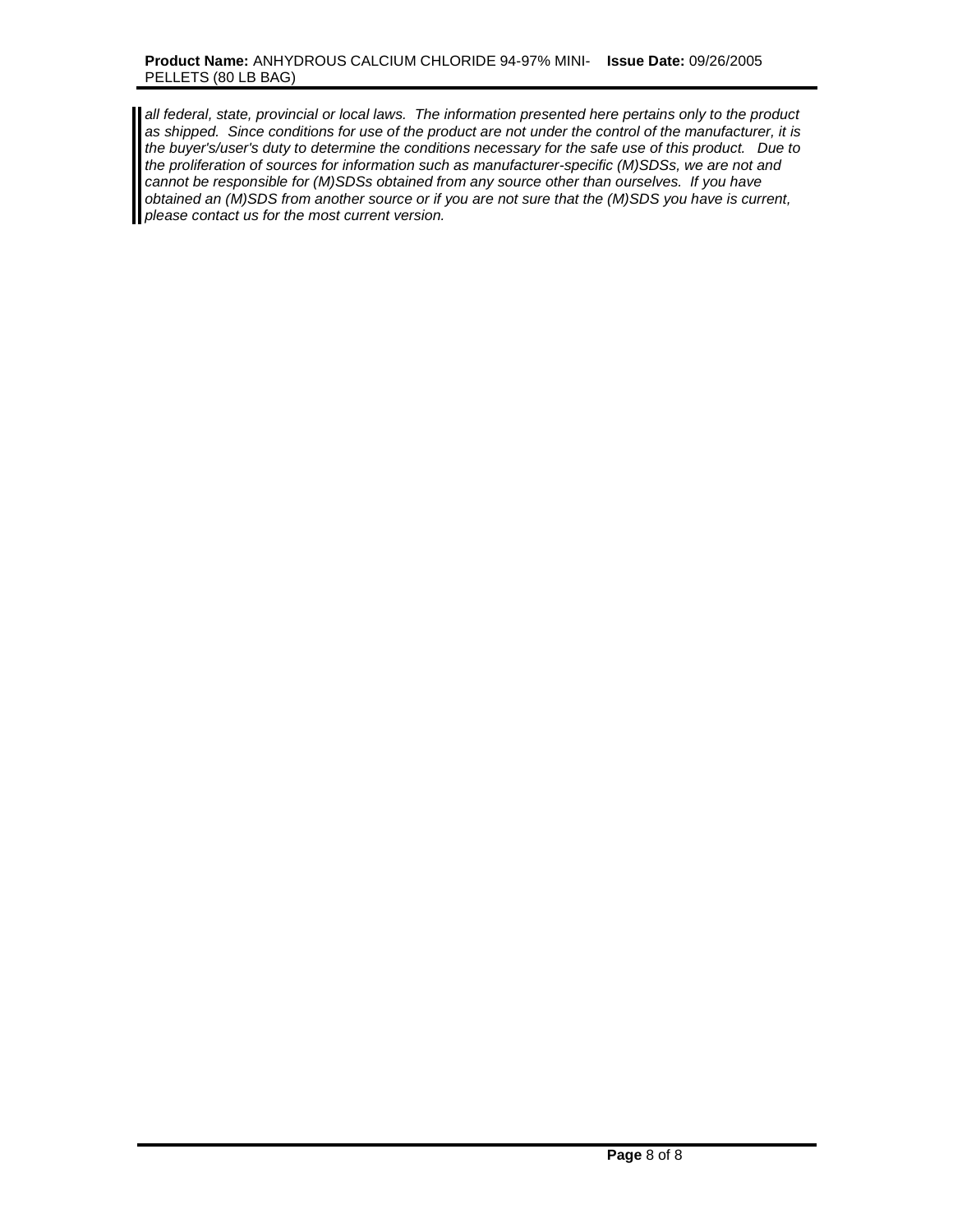*all federal, state, provincial or local laws. The information presented here pertains only to the product as shipped. Since conditions for use of the product are not under the control of the manufacturer, it is the buyer's/user's duty to determine the conditions necessary for the safe use of this product. Due to the proliferation of sources for information such as manufacturer-specific (M)SDSs, we are not and cannot be responsible for (M)SDSs obtained from any source other than ourselves. If you have obtained an (M)SDS from another source or if you are not sure that the (M)SDS you have is current, please contact us for the most current version.*